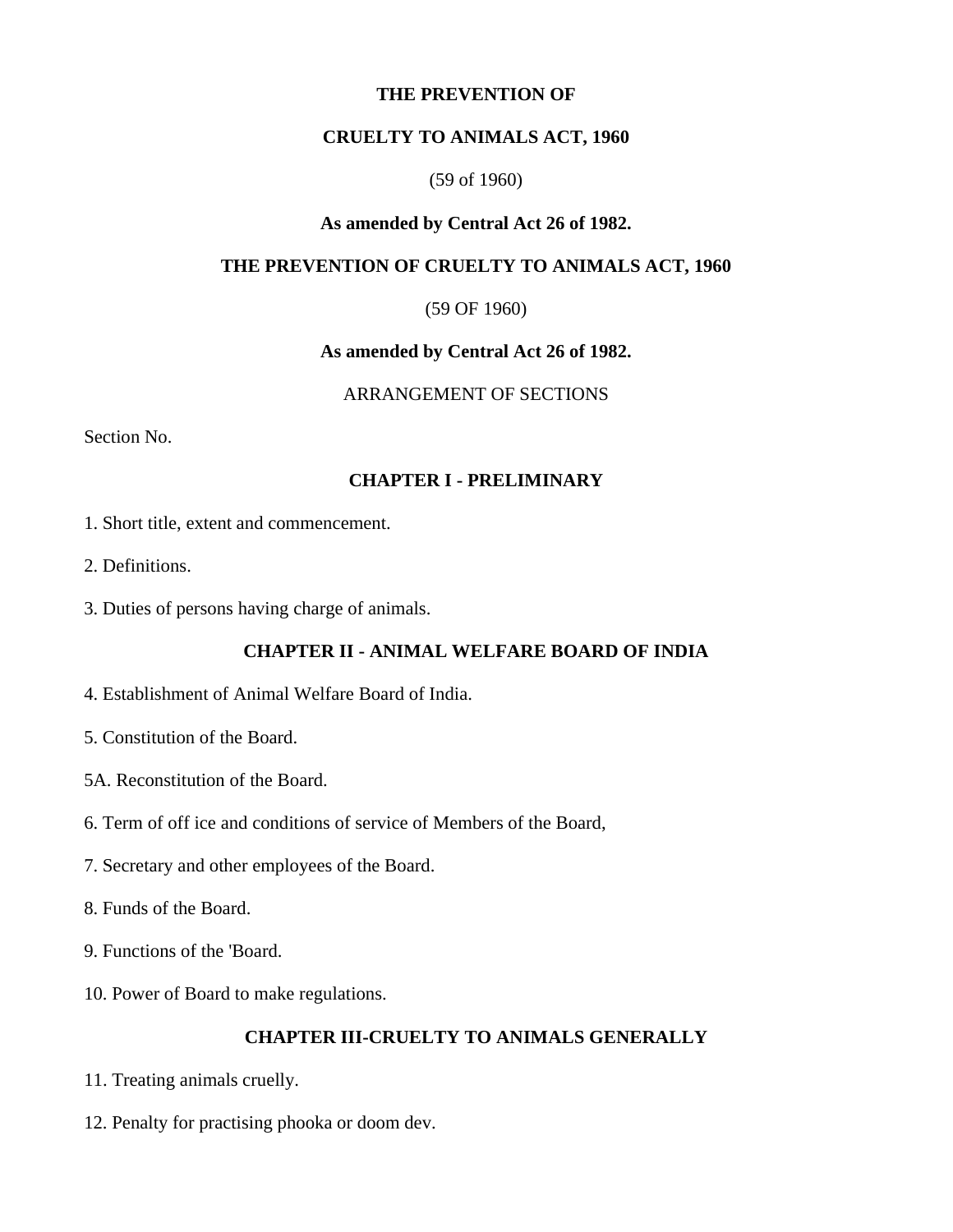**THE PREVENTION OF**

**CRUELTY TO ANIMALS ACT, 1960**

(59 of 1960)

**As amended by Central Act 26 of 1982.**

**THE PREVENTION OF CRUELTY TO ANIMALS ACT, 1960**

(59 OF 1960)

**As amended by Central Act 26 of 1982.**

ARRANGEMENT OF SECTIONS

Section No.

## CHAPTER I - PRELIMINARY

1. Short title, extent and commencement.

2. Definitions.

3. Duties of persons having charge of animals.

## CHAPTER II - ANIMAL WELFARE BOARD OF INDIA

4. Establishment of Animal Welfare Board of India.

5. Constitution of the Board.

5A. Reconstitution of the Board.

6. Term of off ice and conditions of service of Members of the Board,

7. Secretary and other employees of the Board.

8. Funds of the Board.

9. Functions of the 'Board.

10. Power of Board to make regulations.

## CHAPTER III-CRUELTY TO ANIMALS GENERALLY

11. Treating animals cruelly.

12. Penalty for practising phooka or doom dev.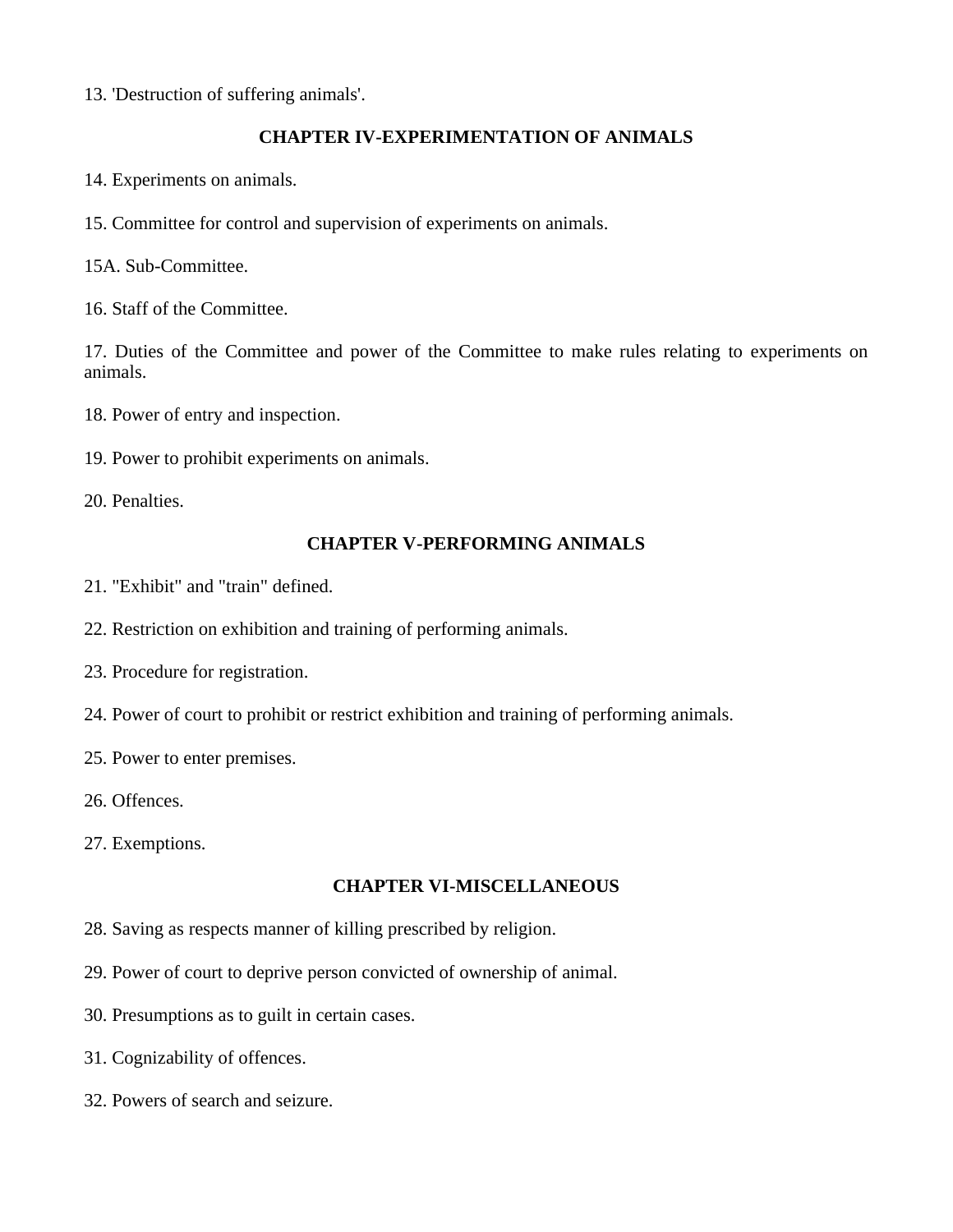13. 'Destruction of suffering animals'.

## CHAPTER IV-EXPERIMENTATION OF ANIMALS

14. Experiments on animals.

15. Committee for control and supervision of experiments on animals.

15A. Sub-Committee.

16. Staff of the Committee.

17. Duties of the Committee and power of the Committee to make rules relating to experiments on animals.

18. Power of entry and inspection.

19. Power to prohibit experiments on animals.

20. Penalties.

## CHAPTER V-PERFORMING ANIMALS

21. "Exhibit" and "train" defined.

22. Restriction on exhibition and training of performing animals.

23. Procedure for registration.

24. Power of court to prohibit or restrict exhibition and training of performing animals.

25. Power to enter premises.

26. Offences.

27. Exemptions.

## CHAPTER VI-MISCELLANEOUS

28. Saving as respects manner of killing prescribed by religion.

29. Power of court to deprive person convicted of ownership of animal.

30. Presumptions as to guilt in certain cases.

31. Cognizability of offences.

32. Powers of search and seizure.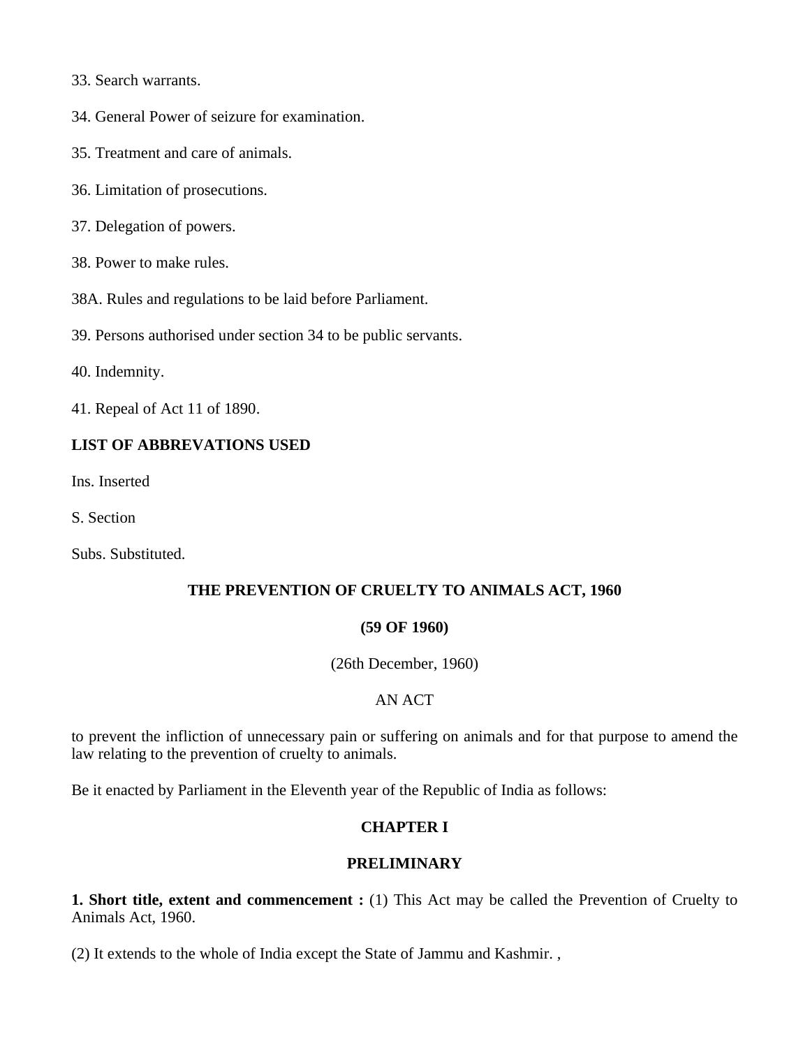33. Search warrants.

34. General Power of seizure for examination.

35. Treatment and care of animals.

36. Limitation of prosecutions.

37. Delegation of powers.

38. Power to make rules.

38A. Rules and regulations to be laid before Parliament.

39. Persons authorised under section 34 to be public servants.

40. Indemnity.

41. Repeal of Act 11 of 1890.

**LIST OF ABBREVATIONS USED**

Ins. Inserted

S. Section

Subs. Substituted.

## THE PREVENTION OF CRUELTY TO ANIMALS ACT, 1960

**(59 OF 1960)**

(26th December, 1960)

AN ACT

to prevent the infliction of unnecessary pain or suffering on animals and for that purpose to amend the law relating to the prevention of cruelty to animals.

Be it enacted by Parliament in the Eleventh year of the Republic of India as follows:

## CHAPTER I

## PRELIMINARY

**1. Short title, extent and commencement :** (1) This Act may be called the Prevention of Cruelty to Animals Act, 1960.

(2) It extends to the whole of India except the State of Jammu and Kashmir. ,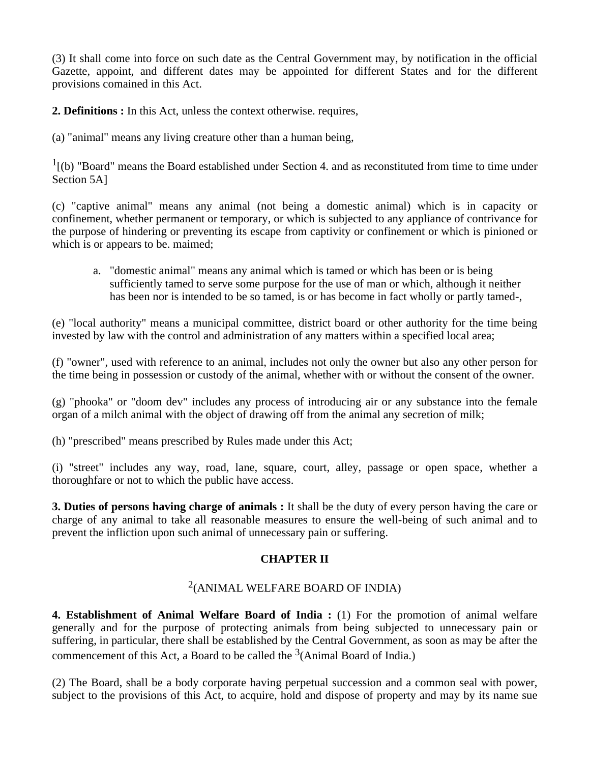(3) It shall come into force on such date as the Central Government may, by notification in the official Gazette, appoint, and different dates may be appointed for different States and for the different provisions comained in this Act.

**2. Definitions :** In this Act, unless the context otherwise. requires,

(a) "animal" means any living creature other than a human being,

[1][(b) "Board" means the Board established under Section 4. and as reconstituted from time to time under Section 5A]

(c) "captive animal" means any animal (not being a domestic animal) which is in capacity or confinement, whether permanent or temporary, or which is subjected to any appliance of contrivance for the purpose of hindering or preventing its escape from captivity or confinement or which is pinioned or which is or appears to be. maimed;

a. "domestic animal" means any animal which is tamed or which has been or is being sufficiently tamed to serve some purpose for the use of man or which, although it neither has been nor is intended to be so tamed, is or has become in fact wholly or partly tamed-,

(e) "local authority" means a municipal committee, district board or other authority for the time being invested by law with the control and administration of any matters within a specified local area;

(f) "owner", used with reference to an animal, includes not only the owner but also any other person for the time being in possession or custody of the animal, whether with or without the consent of the owner.

(g) "phooka" or "doom dev" includes any process of introducing air or any substance into the female organ of a milch animal with the object of drawing off from the animal any secretion of milk;

(h) "prescribed" means prescribed by Rules made under this Act;

(i) "street" includes any way, road, lane, square, court, alley, passage or open space, whether a thoroughfare or not to which the public have access.

**3. Duties of persons having charge of animals :** It shall be the duty of every person having the care or charge of any animal to take all reasonable measures to ensure the well-being of such animal and to prevent the infliction upon such animal of unnecessary pain or suffering.

## CHAPTER II

[2](ANIMAL WELFARE BOARD OF INDIA)

**4. Establishment of Animal Welfare Board of India :** (1) For the promotion of animal welfare generally and for the purpose of protecting animals from being subjected to unnecessary pain or suffering, in particular, there shall be established by the Central Government, as soon as may be after the commencement of this Act, a Board to be called the [3](Animal Board of India.)

(2) The Board, shall be a body corporate having perpetual succession and a common seal with power, subject to the provisions of this Act, to acquire, hold and dispose of property and may by its name sue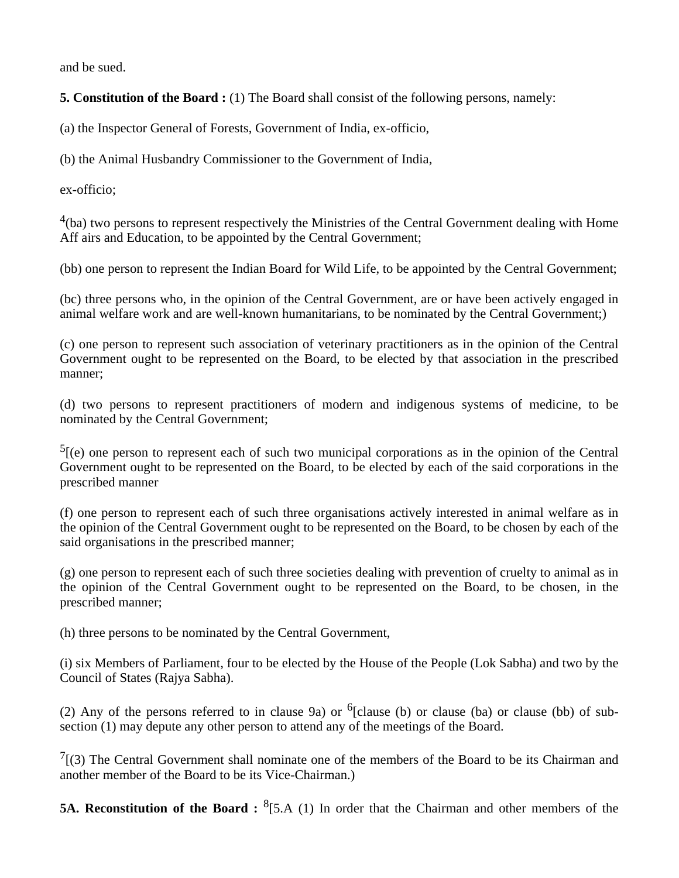and be sued.

**5. Constitution of the Board :** (1) The Board shall consist of the following persons, namely:

(a) the Inspector General of Forests, Government of India, ex-officio,

(b) the Animal Husbandry Commissioner to the Government of India,

ex-officio;

[4](ba) two persons to represent respectively the Ministries of the Central Government dealing with Home Aff airs and Education, to be appointed by the Central Government;

(bb) one person to represent the Indian Board for Wild Life, to be appointed by the Central Government;

(bc) three persons who, in the opinion of the Central Government, are or have been actively engaged in animal welfare work and are well-known humanitarians, to be nominated by the Central Government;)

(c) one person to represent such association of veterinary practitioners as in the opinion of the Central Government ought to be represented on the Board, to be elected by that association in the prescribed manner;

(d) two persons to represent practitioners of modern and indigenous systems of medicine, to be nominated by the Central Government;

[5][(e) one person to represent each of such two municipal corporations as in the opinion of the Central Government ought to be represented on the Board, to be elected by each of the said corporations in the prescribed manner

(f) one person to represent each of such three organisations actively interested in animal welfare as in the opinion of the Central Government ought to be represented on the Board, to be chosen by each of the said organisations in the prescribed manner;

(g) one person to represent each of such three societies dealing with prevention of cruelty to animal as in the opinion of the Central Government ought to be represented on the Board, to be chosen, in the prescribed manner;

(h) three persons to be nominated by the Central Government,

(i) six Members of Parliament, four to be elected by the House of the People (Lok Sabha) and two by the Council of States (Rajya Sabha).

(2) Any of the persons referred to in clause 9a) or [6][clause (b) or clause (ba) or clause (bb) of sub-section (1) may depute any other person to attend any of the meetings of the Board.

[7][(3) The Central Government shall nominate one of the members of the Board to be its Chairman and another member of the Board to be its Vice-Chairman.)

**5A. Reconstitution of the Board :** [8][5.A (1) In order that the Chairman and other members of the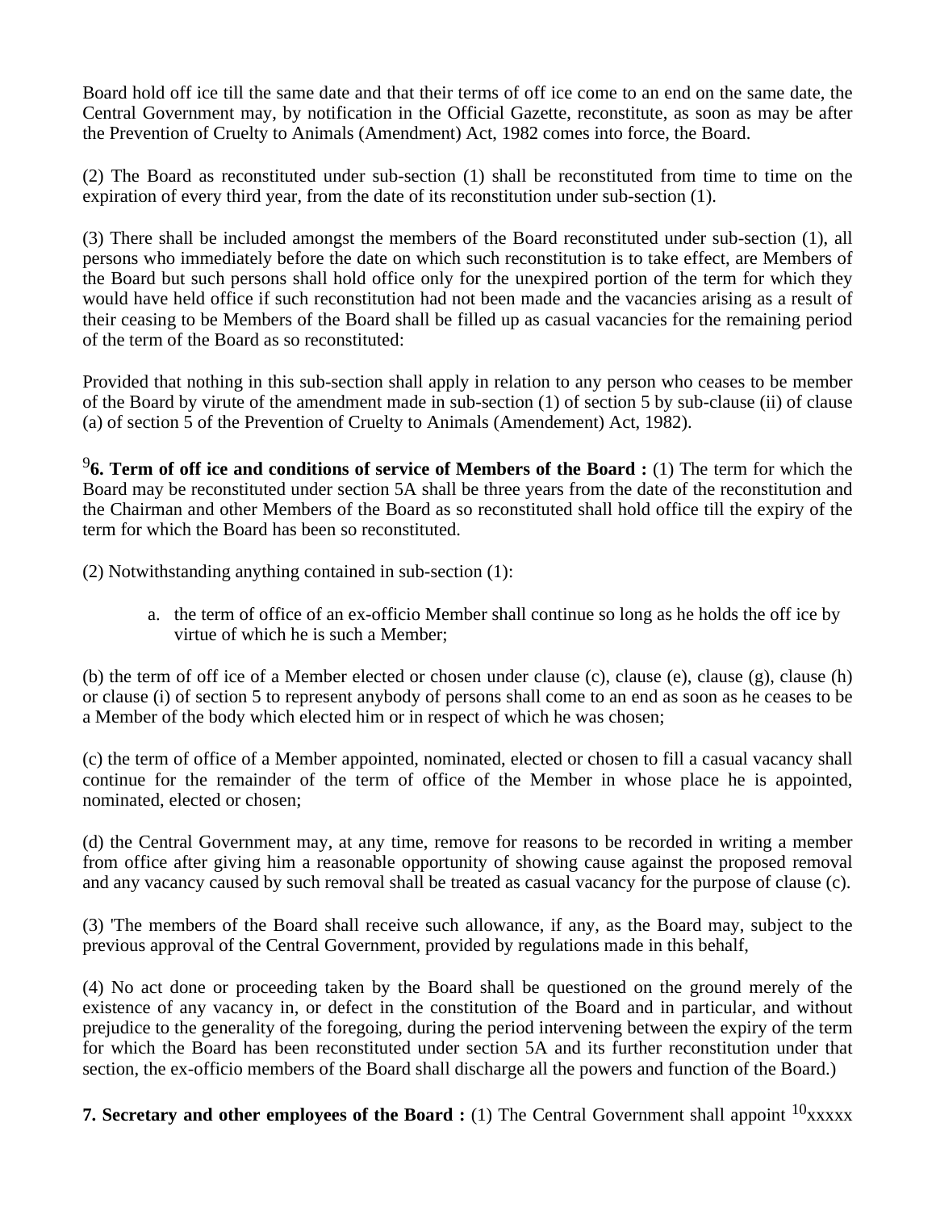Board hold off ice till the same date and that their terms of off ice come to an end on the same date, the Central Government may, by notification in the Official Gazette, reconstitute, as soon as may be after the Prevention of Cruelty to Animals (Amendment) Act, 1982 comes into force, the Board.

(2) The Board as reconstituted under sub-section (1) shall be reconstituted from time to time on the expiration of every third year, from the date of its reconstitution under sub-section (1).

(3) There shall be included amongst the members of the Board reconstituted under sub-section (1), all persons who immediately before the date on which such reconstitution is to take effect, are Members of the Board but such persons shall hold office only for the unexpired portion of the term for which they would have held office if such reconstitution had not been made and the vacancies arising as a result of their ceasing to be Members of the Board shall be filled up as casual vacancies for the remaining period of the term of the Board as so reconstituted:

Provided that nothing in this sub-section shall apply in relation to any person who ceases to be member of the Board by virute of the amendment made in sub-section (1) of section 5 by sub-clause (ii) of clause (a) of section 5 of the Prevention of Cruelty to Animals (Amendement) Act, 1982).

[9]**6. Term of off ice and conditions of service of Members of the Board :** (1) The term for which the Board may be reconstituted under section 5A shall be three years from the date of the reconstitution and the Chairman and other Members of the Board as so reconstituted shall hold office till the expiry of the term for which the Board has been so reconstituted.

(2) Notwithstanding anything contained in sub-section (1):

a. the term of office of an ex-officio Member shall continue so long as he holds the off ice by virtue of which he is such a Member;

(b) the term of off ice of a Member elected or chosen under clause (c), clause (e), clause (g), clause (h) or clause (i) of section 5 to represent anybody of persons shall come to an end as soon as he ceases to be a Member of the body which elected him or in respect of which he was chosen;

(c) the term of office of a Member appointed, nominated, elected or chosen to fill a casual vacancy shall continue for the remainder of the term of office of the Member in whose place he is appointed, nominated, elected or chosen;

(d) the Central Government may, at any time, remove for reasons to be recorded in writing a member from office after giving him a reasonable opportunity of showing cause against the proposed removal and any vacancy caused by such removal shall be treated as casual vacancy for the purpose of clause (c).

(3) 'The members of the Board shall receive such allowance, if any, as the Board may, subject to the previous approval of the Central Government, provided by regulations made in this behalf,

(4) No act done or proceeding taken by the Board shall be questioned on the ground merely of the existence of any vacancy in, or defect in the constitution of the Board and in particular, and without prejudice to the generality of the foregoing, during the period intervening between the expiry of the term for which the Board has been reconstituted under section 5A and its further reconstitution under that section, the ex-officio members of the Board shall discharge all the powers and function of the Board.)

**7. Secretary and other employees of the Board :** (1) The Central Government shall appoint [10]xxxxx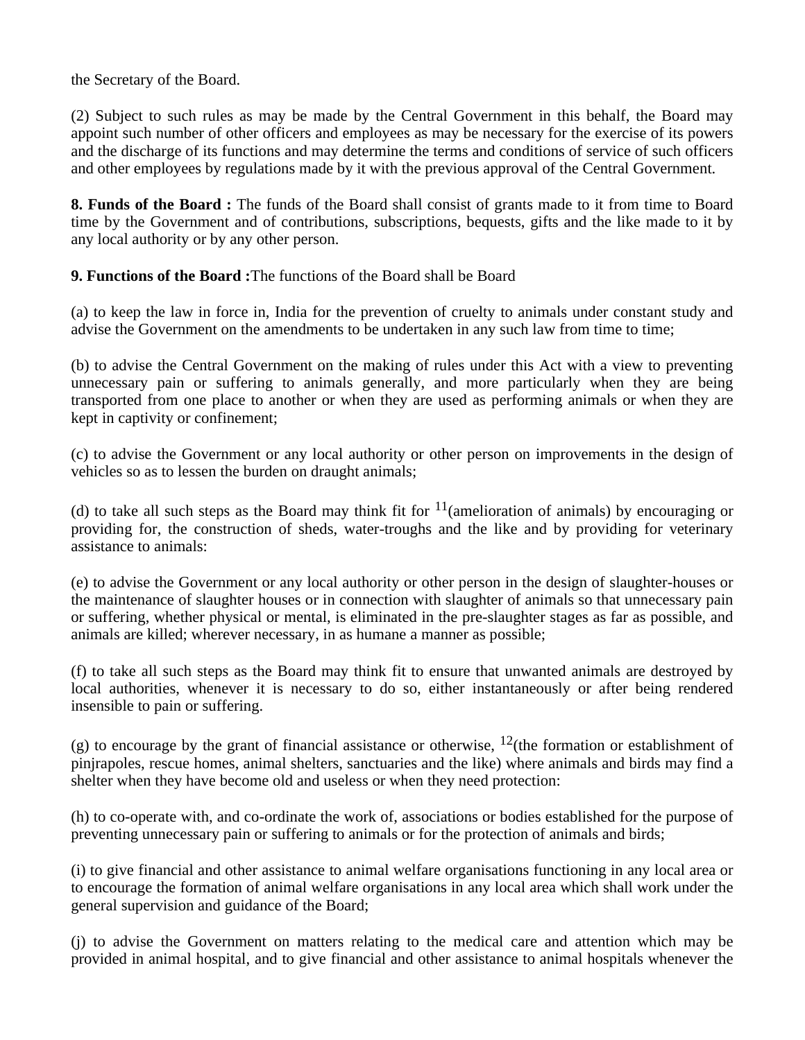the Secretary of the Board.

(2) Subject to such rules as may be made by the Central Government in this behalf, the Board may appoint such number of other officers and employees as may be necessary for the exercise of its powers and the discharge of its functions and may determine the terms and conditions of service of such officers and other employees by regulations made by it with the previous approval of the Central Government.

**8. Funds of the Board :** The funds of the Board shall consist of grants made to it from time to Board time by the Government and of contributions, subscriptions, bequests, gifts and the like made to it by any local authority or by any other person.

**9. Functions of the Board :**The functions of the Board shall be Board

(a) to keep the law in force in, India for the prevention of cruelty to animals under constant study and advise the Government on the amendments to be undertaken in any such law from time to time;

(b) to advise the Central Government on the making of rules under this Act with a view to preventing unnecessary pain or suffering to animals generally, and more particularly when they are being transported from one place to another or when they are used as performing animals or when they are kept in captivity or confinement;

(c) to advise the Government or any local authority or other person on improvements in the design of vehicles so as to lessen the burden on draught animals;

(d) to take all such steps as the Board may think fit for [11](amelioration of animals) by encouraging or providing for, the construction of sheds, water-troughs and the like and by providing for veterinary assistance to animals:

(e) to advise the Government or any local authority or other person in the design of slaughter-houses or the maintenance of slaughter houses or in connection with slaughter of animals so that unnecessary pain or suffering, whether physical or mental, is eliminated in the pre-slaughter stages as far as possible, and animals are killed; wherever necessary, in as humane a manner as possible;

(f) to take all such steps as the Board may think fit to ensure that unwanted animals are destroyed by local authorities, whenever it is necessary to do so, either instantaneously or after being rendered insensible to pain or suffering.

(g) to encourage by the grant of financial assistance or otherwise, [12](the formation or establishment of pinjrapoles, rescue homes, animal shelters, sanctuaries and the like) where animals and birds may find a shelter when they have become old and useless or when they need protection:

(h) to co-operate with, and co-ordinate the work of, associations or bodies established for the purpose of preventing unnecessary pain or suffering to animals or for the protection of animals and birds;

(i) to give financial and other assistance to animal welfare organisations functioning in any local area or to encourage the formation of animal welfare organisations in any local area which shall work under the general supervision and guidance of the Board;

(j) to advise the Government on matters relating to the medical care and attention which may be provided in animal hospital, and to give financial and other assistance to animal hospitals whenever the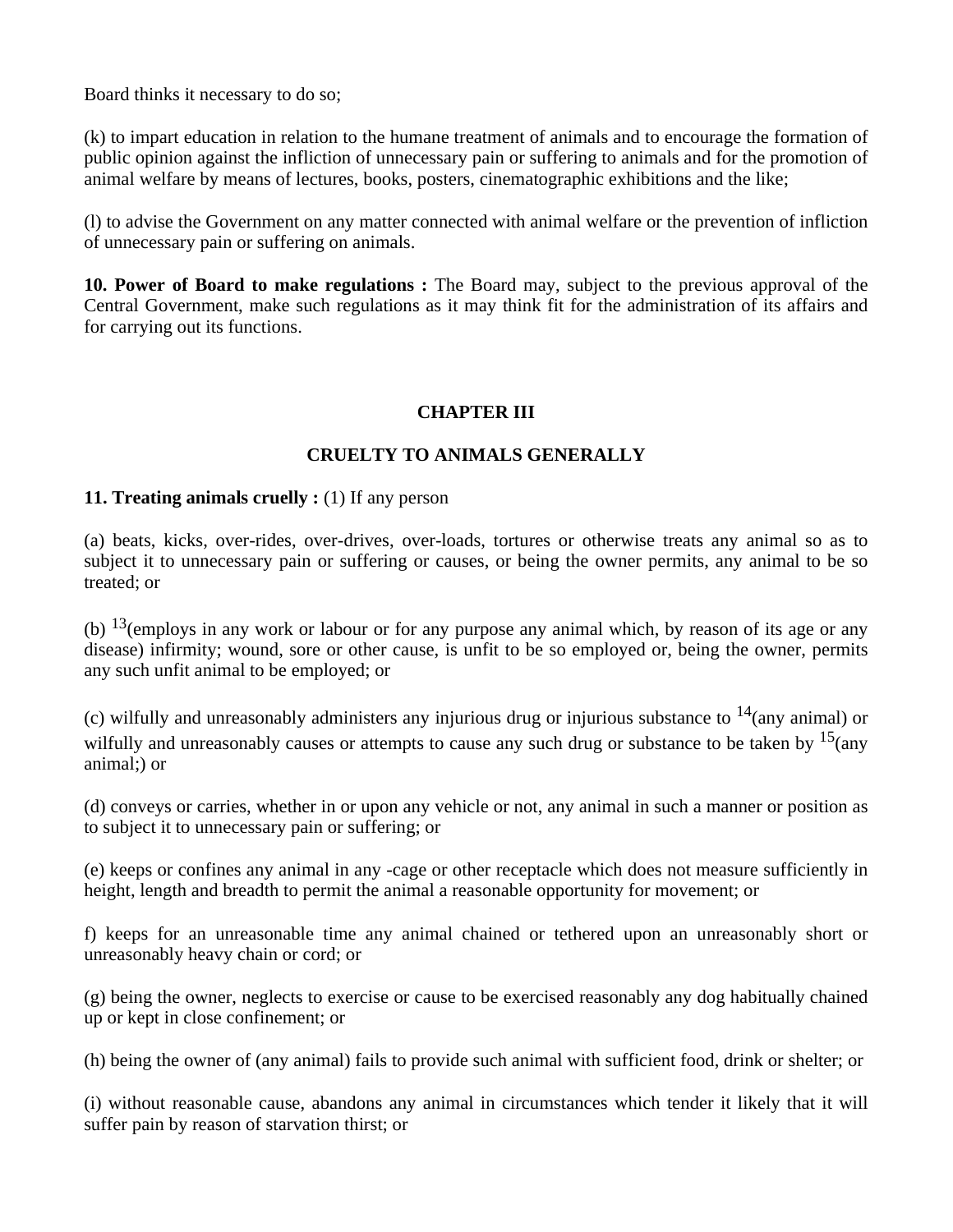Board thinks it necessary to do so;

(k) to impart education in relation to the humane treatment of animals and to encourage the formation of public opinion against the infliction of unnecessary pain or suffering to animals and for the promotion of animal welfare by means of lectures, books, posters, cinematographic exhibitions and the like;

(l) to advise the Government on any matter connected with animal welfare or the prevention of infliction of unnecessary pain or suffering on animals.

**10. Power of Board to make regulations :** The Board may, subject to the previous approval of the Central Government, make such regulations as it may think fit for the administration of its affairs and for carrying out its functions.

## CHAPTER III

## CRUELTY TO ANIMALS GENERALLY

**11. Treating animals cruelly :** (1) If any person

(a) beats, kicks, over-rides, over-drives, over-loads, tortures or otherwise treats any animal so as to subject it to unnecessary pain or suffering or causes, or being the owner permits, any animal to be so treated; or

(b) [13](employs in any work or labour or for any purpose any animal which, by reason of its age or any disease) infirmity; wound, sore or other cause, is unfit to be so employed or, being the owner, permits any such unfit animal to be employed; or

(c) wilfully and unreasonably administers any injurious drug or injurious substance to [14](any animal) or wilfully and unreasonably causes or attempts to cause any such drug or substance to be taken by [15](any animal;) or

(d) conveys or carries, whether in or upon any vehicle or not, any animal in such a manner or position as to subject it to unnecessary pain or suffering; or

(e) keeps or confines any animal in any -cage or other receptacle which does not measure sufficiently in height, length and breadth to permit the animal a reasonable opportunity for movement; or

f) keeps for an unreasonable time any animal chained or tethered upon an unreasonably short or unreasonably heavy chain or cord; or

(g) being the owner, neglects to exercise or cause to be exercised reasonably any dog habitually chained up or kept in close confinement; or

(h) being the owner of (any animal) fails to provide such animal with sufficient food, drink or shelter; or

(i) without reasonable cause, abandons any animal in circumstances which tender it likely that it will suffer pain by reason of starvation thirst; or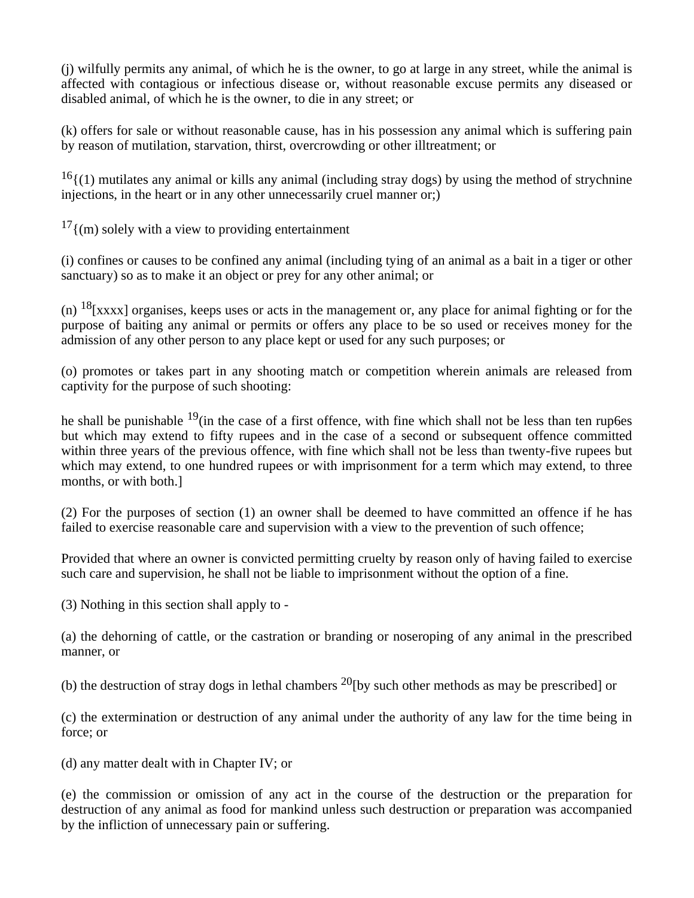(j) wilfully permits any animal, of which he is the owner, to go at large in any street, while the animal is affected with contagious or infectious disease or, without reasonable excuse permits any diseased or disabled animal, of which he is the owner, to die in any street; or

(k) offers for sale or without reasonable cause, has in his possession any animal which is suffering pain by reason of mutilation, starvation, thirst, overcrowding or other illtreatment; or

[16]{(1) mutilates any animal or kills any animal (including stray dogs) by using the method of strychnine injections, in the heart or in any other unnecessarily cruel manner or;)

[17]{(m) solely with a view to providing entertainment

(i) confines or causes to be confined any animal (including tying of an animal as a bait in a tiger or other sanctuary) so as to make it an object or prey for any other animal; or

(n) [18][xxxx] organises, keeps uses or acts in the management or, any place for animal fighting or for the purpose of baiting any animal or permits or offers any place to be so used or receives money for the admission of any other person to any place kept or used for any such purposes; or

(o) promotes or takes part in any shooting match or competition wherein animals are released from captivity for the purpose of such shooting:

he shall be punishable [19](in the case of a first offence, with fine which shall not be less than ten rup6es but which may extend to fifty rupees and in the case of a second or subsequent offence committed within three years of the previous offence, with fine which shall not be less than twenty-five rupees but which may extend, to one hundred rupees or with imprisonment for a term which may extend, to three months, or with both.]

(2) For the purposes of section (1) an owner shall be deemed to have committed an offence if he has failed to exercise reasonable care and supervision with a view to the prevention of such offence;

Provided that where an owner is convicted permitting cruelty by reason only of having failed to exercise such care and supervision, he shall not be liable to imprisonment without the option of a fine.

(3) Nothing in this section shall apply to -

(a) the dehorning of cattle, or the castration or branding or noseroping of any animal in the prescribed manner, or

(b) the destruction of stray dogs in lethal chambers [20][by such other methods as may be prescribed] or

(c) the extermination or destruction of any animal under the authority of any law for the time being in force; or

(d) any matter dealt with in Chapter IV; or

(e) the commission or omission of any act in the course of the destruction or the preparation for destruction of any animal as food for mankind unless such destruction or preparation was accompanied by the infliction of unnecessary pain or suffering.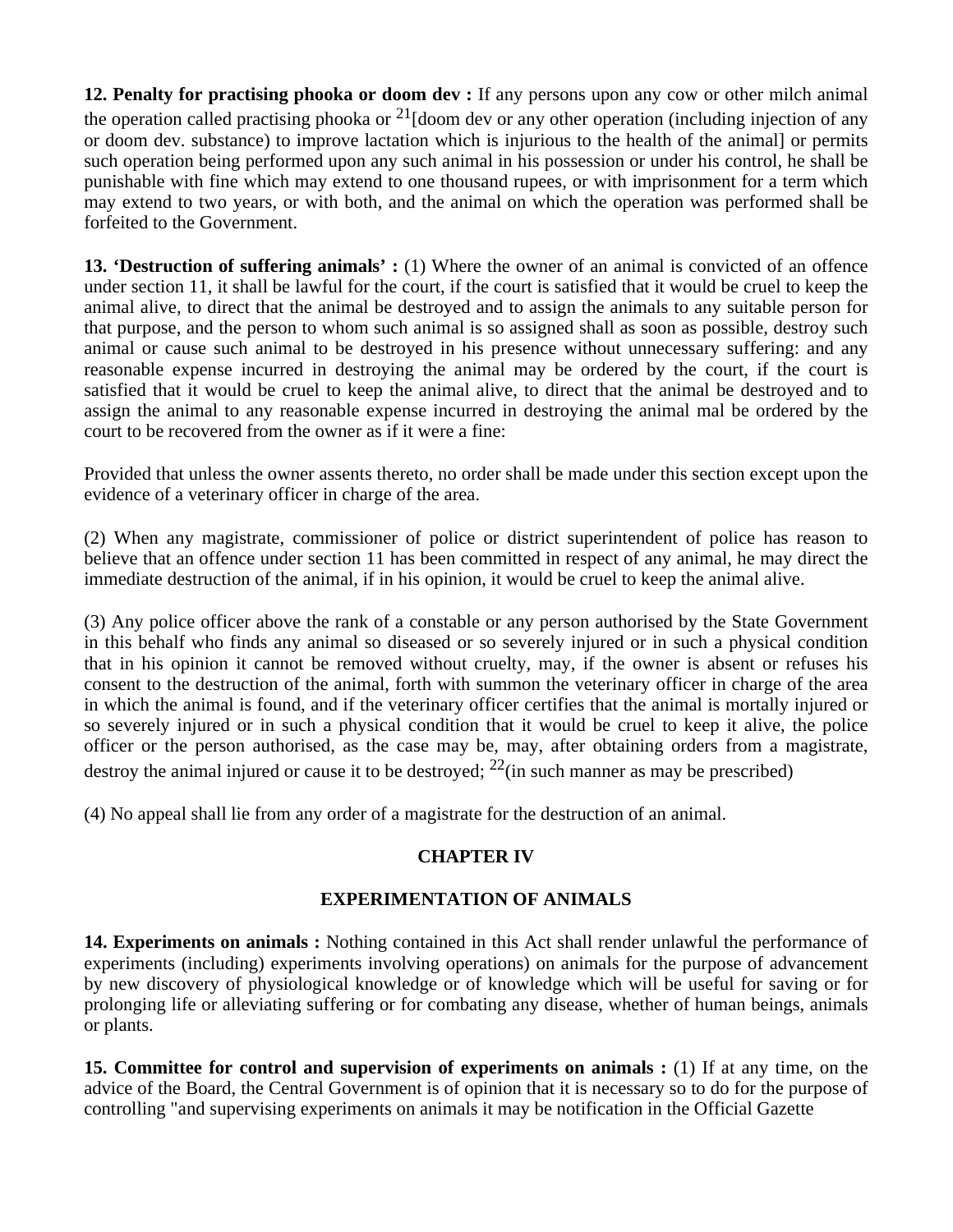**12. Penalty for practising phooka or doom dev :** If any persons upon any cow or other milch animal the operation called practising phooka or [21][doom dev or any other operation (including injection of any or doom dev. substance) to improve lactation which is injurious to the health of the animal] or permits such operation being performed upon any such animal in his possession or under his control, he shall be punishable with fine which may extend to one thousand rupees, or with imprisonment for a term which may extend to two years, or with both, and the animal on which the operation was performed shall be forfeited to the Government.

**13. 'Destruction of suffering animals' :** (1) Where the owner of an animal is convicted of an offence under section 11, it shall be lawful for the court, if the court is satisfied that it would be cruel to keep the animal alive, to direct that the animal be destroyed and to assign the animals to any suitable person for that purpose, and the person to whom such animal is so assigned shall as soon as possible, destroy such animal or cause such animal to be destroyed in his presence without unnecessary suffering: and any reasonable expense incurred in destroying the animal may be ordered by the court, if the court is satisfied that it would be cruel to keep the animal alive, to direct that the animal be destroyed and to assign the animal to any reasonable expense incurred in destroying the animal mal be ordered by the court to be recovered from the owner as if it were a fine:

Provided that unless the owner assents thereto, no order shall be made under this section except upon the evidence of a veterinary officer in charge of the area.

(2) When any magistrate, commissioner of police or district superintendent of police has reason to believe that an offence under section 11 has been committed in respect of any animal, he may direct the immediate destruction of the animal, if in his opinion, it would be cruel to keep the animal alive.

(3) Any police officer above the rank of a constable or any person authorised by the State Government in this behalf who finds any animal so diseased or so severely injured or in such a physical condition that in his opinion it cannot be removed without cruelty, may, if the owner is absent or refuses his consent to the destruction of the animal, forth with summon the veterinary officer in charge of the area in which the animal is found, and if the veterinary officer certifies that the animal is mortally injured or so severely injured or in such a physical condition that it would be cruel to keep it alive, the police officer or the person authorised, as the case may be, may, after obtaining orders from a magistrate, destroy the animal injured or cause it to be destroyed; [22](in such manner as may be prescribed)

(4) No appeal shall lie from any order of a magistrate for the destruction of an animal.

## CHAPTER IV

## EXPERIMENTATION OF ANIMALS

**14. Experiments on animals :** Nothing contained in this Act shall render unlawful the performance of experiments (including) experiments involving operations) on animals for the purpose of advancement by new discovery of physiological knowledge or of knowledge which will be useful for saving or for prolonging life or alleviating suffering or for combating any disease, whether of human beings, animals or plants.

**15. Committee for control and supervision of experiments on animals :** (1) If at any time, on the advice of the Board, the Central Government is of opinion that it is necessary so to do for the purpose of controlling "and supervising experiments on animals it may be notification in the Official Gazette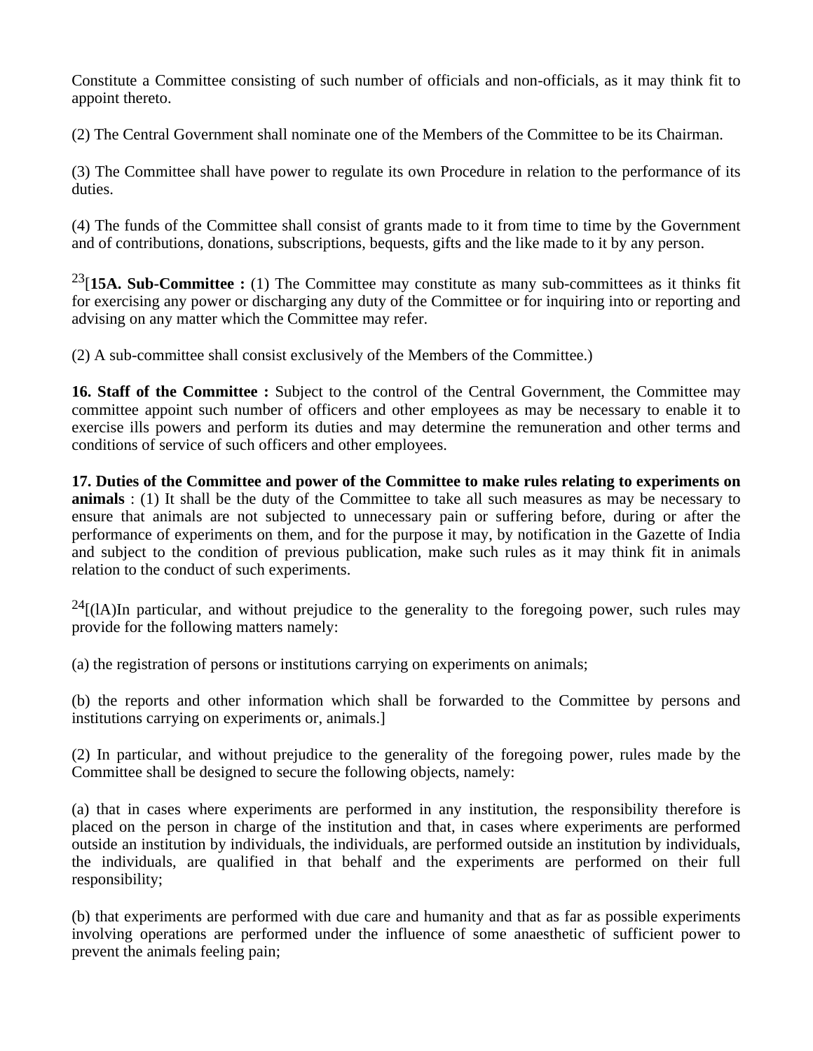Constitute a Committee consisting of such number of officials and non-officials, as it may think fit to appoint thereto.

(2) The Central Government shall nominate one of the Members of the Committee to be its Chairman.

(3) The Committee shall have power to regulate its own Procedure in relation to the performance of its duties.

(4) The funds of the Committee shall consist of grants made to it from time to time by the Government and of contributions, donations, subscriptions, bequests, gifts and the like made to it by any person.

[23][**15A. Sub-Committee :** (1) The Committee may constitute as many sub-committees as it thinks fit for exercising any power or discharging any duty of the Committee or for inquiring into or reporting and advising on any matter which the Committee may refer.

(2) A sub-committee shall consist exclusively of the Members of the Committee.)

**16. Staff of the Committee :** Subject to the control of the Central Government, the Committee may committee appoint such number of officers and other employees as may be necessary to enable it to exercise ills powers and perform its duties and may determine the remuneration and other terms and conditions of service of such officers and other employees.

**17. Duties of the Committee and power of the Committee to make rules relating to experiments on animals** : (1) It shall be the duty of the Committee to take all such measures as may be necessary to ensure that animals are not subjected to unnecessary pain or suffering before, during or after the performance of experiments on them, and for the purpose it may, by notification in the Gazette of India and subject to the condition of previous publication, make such rules as it may think fit in animals relation to the conduct of such experiments.

[24][(lA)In particular, and without prejudice to the generality to the foregoing power, such rules may provide for the following matters namely:

(a) the registration of persons or institutions carrying on experiments on animals;

(b) the reports and other information which shall be forwarded to the Committee by persons and institutions carrying on experiments or, animals.]

(2) In particular, and without prejudice to the generality of the foregoing power, rules made by the Committee shall be designed to secure the following objects, namely:

(a) that in cases where experiments are performed in any institution, the responsibility therefore is placed on the person in charge of the institution and that, in cases where experiments are performed outside an institution by individuals, the individuals, are performed outside an institution by individuals, the individuals, are qualified in that behalf and the experiments are performed on their full responsibility;

(b) that experiments are performed with due care and humanity and that as far as possible experiments involving operations are performed under the influence of some anaesthetic of sufficient power to prevent the animals feeling pain;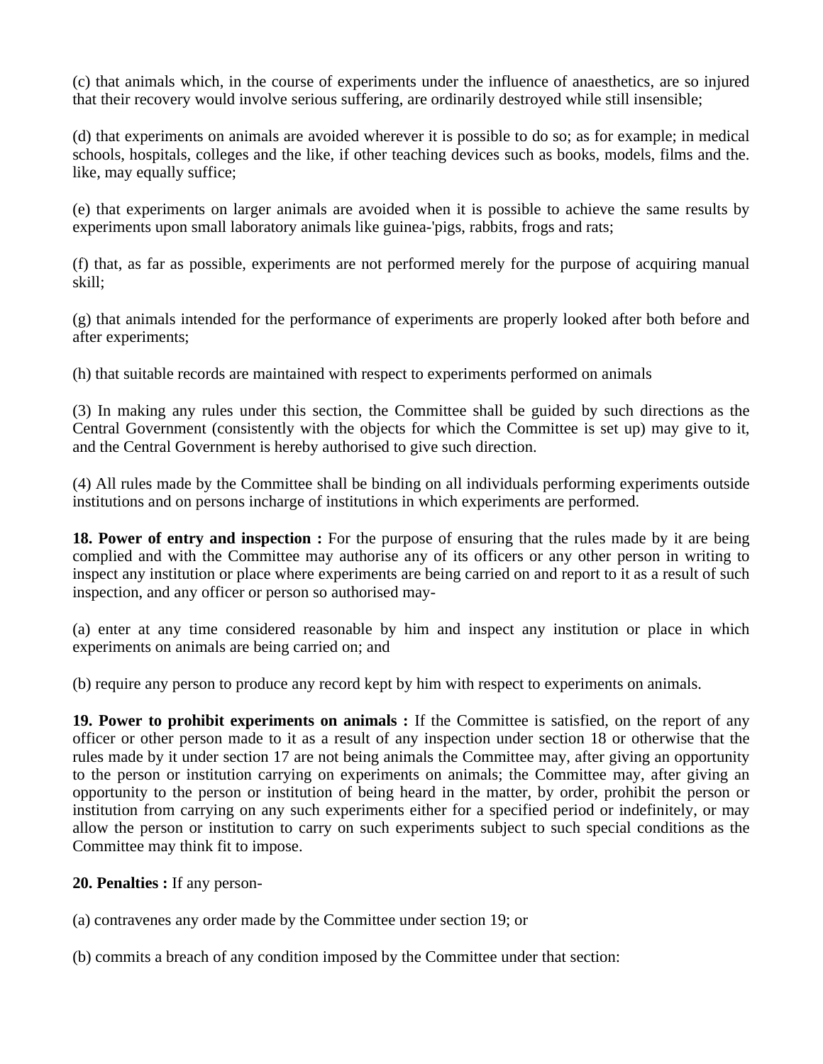(c) that animals which, in the course of experiments under the influence of anaesthetics, are so injured that their recovery would involve serious suffering, are ordinarily destroyed while still insensible;

(d) that experiments on animals are avoided wherever it is possible to do so; as for example; in medical schools, hospitals, colleges and the like, if other teaching devices such as books, models, films and the. like, may equally suffice;

(e) that experiments on larger animals are avoided when it is possible to achieve the same results by experiments upon small laboratory animals like guinea-'pigs, rabbits, frogs and rats;

(f) that, as far as possible, experiments are not performed merely for the purpose of acquiring manual skill;

(g) that animals intended for the performance of experiments are properly looked after both before and after experiments;

(h) that suitable records are maintained with respect to experiments performed on animals

(3) In making any rules under this section, the Committee shall be guided by such directions as the Central Government (consistently with the objects for which the Committee is set up) may give to it, and the Central Government is hereby authorised to give such direction.

(4) All rules made by the Committee shall be binding on all individuals performing experiments outside institutions and on persons incharge of institutions in which experiments are performed.

**18. Power of entry and inspection :** For the purpose of ensuring that the rules made by it are being complied and with the Committee may authorise any of its officers or any other person in writing to inspect any institution or place where experiments are being carried on and report to it as a result of such inspection, and any officer or person so authorised may-

(a) enter at any time considered reasonable by him and inspect any institution or place in which experiments on animals are being carried on; and

(b) require any person to produce any record kept by him with respect to experiments on animals.

**19. Power to prohibit experiments on animals :** If the Committee is satisfied, on the report of any officer or other person made to it as a result of any inspection under section 18 or otherwise that the rules made by it under section 17 are not being animals the Committee may, after giving an opportunity to the person or institution carrying on experiments on animals; the Committee may, after giving an opportunity to the person or institution of being heard in the matter, by order, prohibit the person or institution from carrying on any such experiments either for a specified period or indefinitely, or may allow the person or institution to carry on such experiments subject to such special conditions as the Committee may think fit to impose.

**20. Penalties :** If any person-

(a) contravenes any order made by the Committee under section 19; or

(b) commits a breach of any condition imposed by the Committee under that section: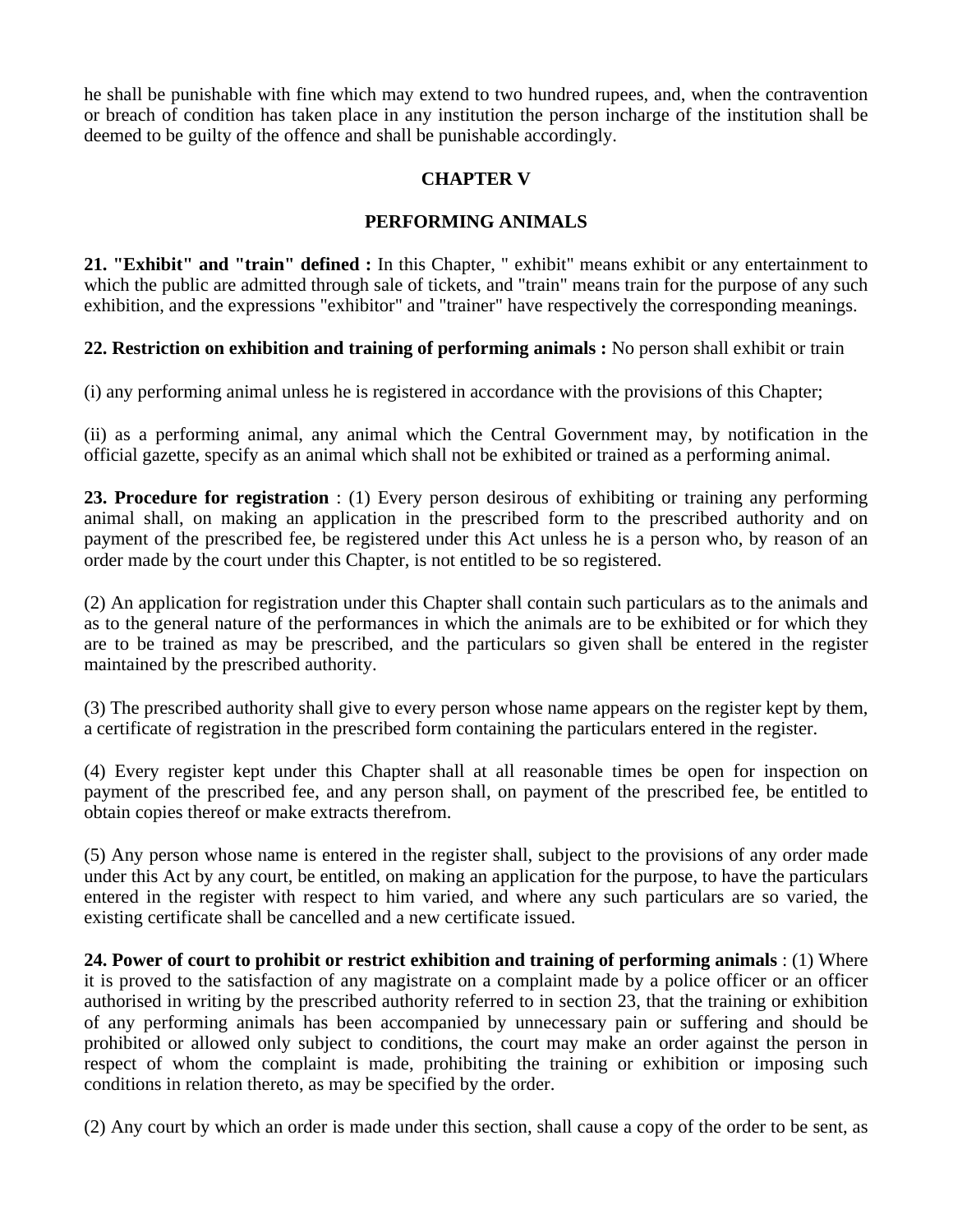he shall be punishable with fine which may extend to two hundred rupees, and, when the contravention or breach of condition has taken place in any institution the person incharge of the institution shall be deemed to be guilty of the offence and shall be punishable accordingly.

## CHAPTER V

## PERFORMING ANIMALS

**21. "Exhibit" and "train" defined :** In this Chapter, " exhibit" means exhibit or any entertainment to which the public are admitted through sale of tickets, and "train" means train for the purpose of any such exhibition, and the expressions "exhibitor" and "trainer" have respectively the corresponding meanings.

**22. Restriction on exhibition and training of performing animals :** No person shall exhibit or train

(i) any performing animal unless he is registered in accordance with the provisions of this Chapter;

(ii) as a performing animal, any animal which the Central Government may, by notification in the official gazette, specify as an animal which shall not be exhibited or trained as a performing animal.

**23. Procedure for registration** : (1) Every person desirous of exhibiting or training any performing animal shall, on making an application in the prescribed form to the prescribed authority and on payment of the prescribed fee, be registered under this Act unless he is a person who, by reason of an order made by the court under this Chapter, is not entitled to be so registered.

(2) An application for registration under this Chapter shall contain such particulars as to the animals and as to the general nature of the performances in which the animals are to be exhibited or for which they are to be trained as may be prescribed, and the particulars so given shall be entered in the register maintained by the prescribed authority.

(3) The prescribed authority shall give to every person whose name appears on the register kept by them, a certificate of registration in the prescribed form containing the particulars entered in the register.

(4) Every register kept under this Chapter shall at all reasonable times be open for inspection on payment of the prescribed fee, and any person shall, on payment of the prescribed fee, be entitled to obtain copies thereof or make extracts therefrom.

(5) Any person whose name is entered in the register shall, subject to the provisions of any order made under this Act by any court, be entitled, on making an application for the purpose, to have the particulars entered in the register with respect to him varied, and where any such particulars are so varied, the existing certificate shall be cancelled and a new certificate issued.

**24. Power of court to prohibit or restrict exhibition and training of performing animals** : (1) Where it is proved to the satisfaction of any magistrate on a complaint made by a police officer or an officer authorised in writing by the prescribed authority referred to in section 23, that the training or exhibition of any performing animals has been accompanied by unnecessary pain or suffering and should be prohibited or allowed only subject to conditions, the court may make an order against the person in respect of whom the complaint is made, prohibiting the training or exhibition or imposing such conditions in relation thereto, as may be specified by the order.

(2) Any court by which an order is made under this section, shall cause a copy of the order to be sent, as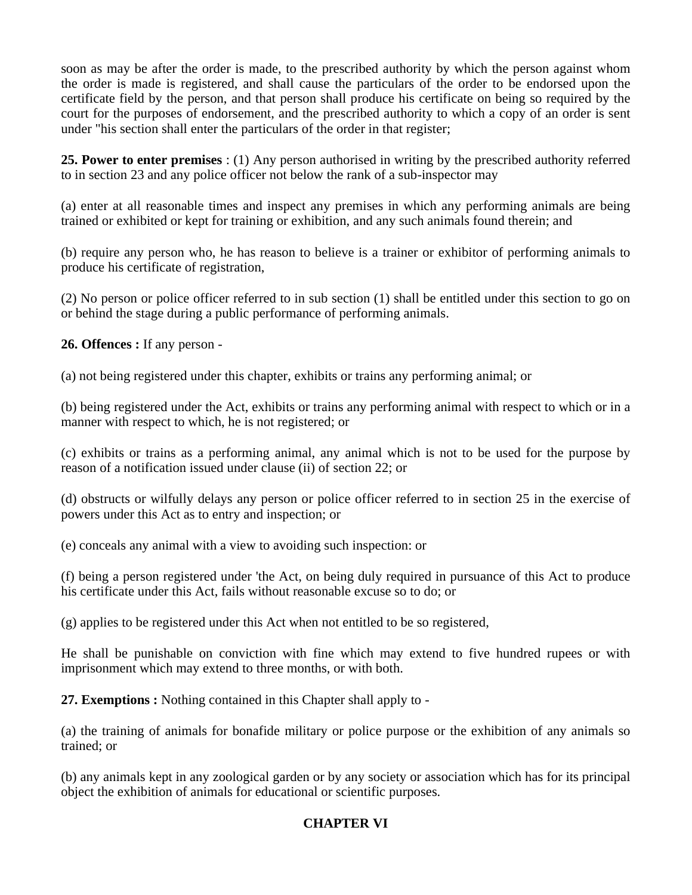soon as may be after the order is made, to the prescribed authority by which the person against whom the order is made is registered, and shall cause the particulars of the order to be endorsed upon the certificate field by the person, and that person shall produce his certificate on being so required by the court for the purposes of endorsement, and the prescribed authority to which a copy of an order is sent under "his section shall enter the particulars of the order in that register;

**25. Power to enter premises** : (1) Any person authorised in writing by the prescribed authority referred to in section 23 and any police officer not below the rank of a sub-inspector may

(a) enter at all reasonable times and inspect any premises in which any performing animals are being trained or exhibited or kept for training or exhibition, and any such animals found therein; and

(b) require any person who, he has reason to believe is a trainer or exhibitor of performing animals to produce his certificate of registration,

(2) No person or police officer referred to in sub section (1) shall be entitled under this section to go on or behind the stage during a public performance of performing animals.

**26. Offences :** If any person -

(a) not being registered under this chapter, exhibits or trains any performing animal; or

(b) being registered under the Act, exhibits or trains any performing animal with respect to which or in a manner with respect to which, he is not registered; or

(c) exhibits or trains as a performing animal, any animal which is not to be used for the purpose by reason of a notification issued under clause (ii) of section 22; or

(d) obstructs or wilfully delays any person or police officer referred to in section 25 in the exercise of powers under this Act as to entry and inspection; or

(e) conceals any animal with a view to avoiding such inspection: or

(f) being a person registered under 'the Act, on being duly required in pursuance of this Act to produce his certificate under this Act, fails without reasonable excuse so to do; or

(g) applies to be registered under this Act when not entitled to be so registered,

He shall be punishable on conviction with fine which may extend to five hundred rupees or with imprisonment which may extend to three months, or with both.

**27. Exemptions :** Nothing contained in this Chapter shall apply to -

(a) the training of animals for bonafide military or police purpose or the exhibition of any animals so trained; or

(b) any animals kept in any zoological garden or by any society or association which has for its principal object the exhibition of animals for educational or scientific purposes.

## CHAPTER VI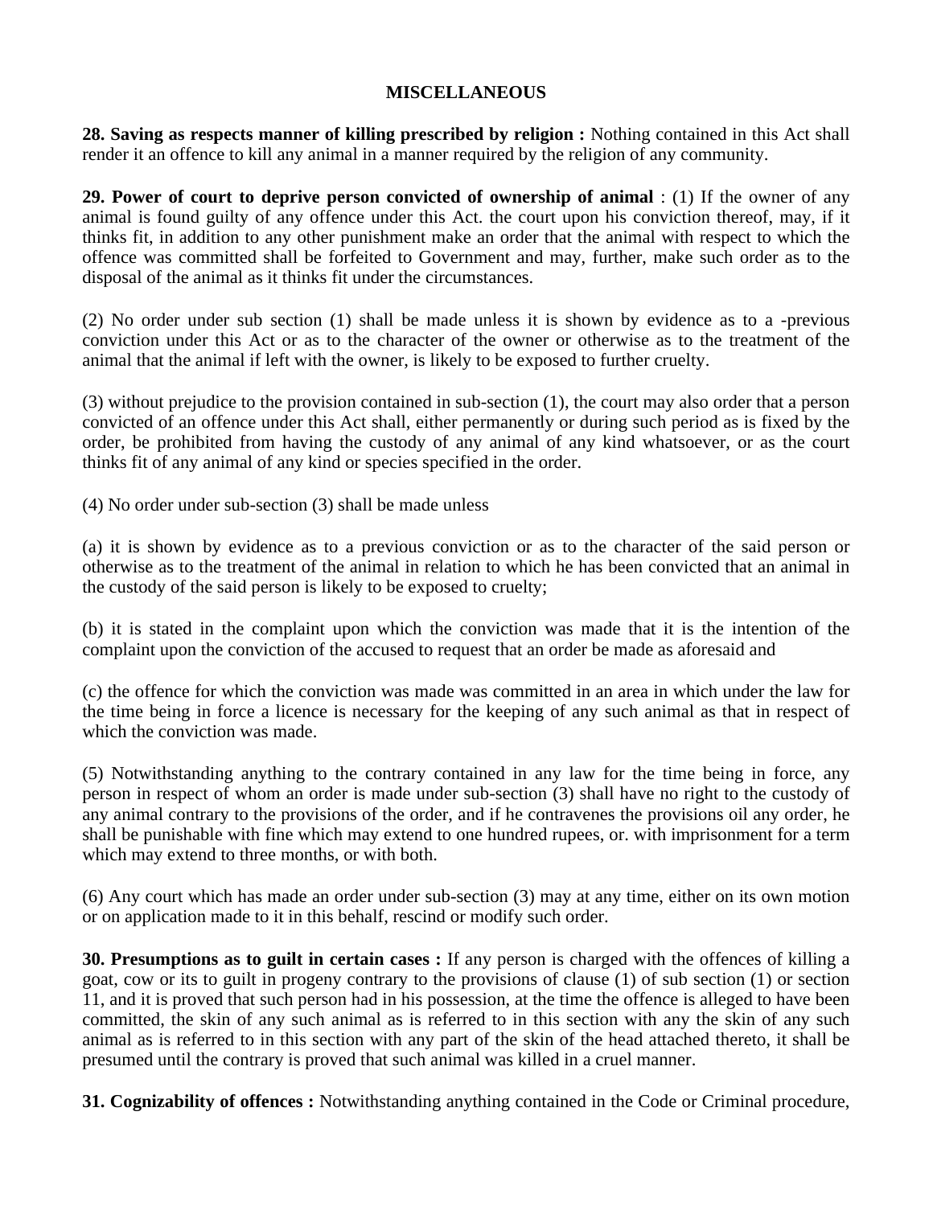## MISCELLANEOUS

**28. Saving as respects manner of killing prescribed by religion :** Nothing contained in this Act shall render it an offence to kill any animal in a manner required by the religion of any community.

**29. Power of court to deprive person convicted of ownership of animal** : (1) If the owner of any animal is found guilty of any offence under this Act. the court upon his conviction thereof, may, if it thinks fit, in addition to any other punishment make an order that the animal with respect to which the offence was committed shall be forfeited to Government and may, further, make such order as to the disposal of the animal as it thinks fit under the circumstances.

(2) No order under sub section (1) shall be made unless it is shown by evidence as to a -previous conviction under this Act or as to the character of the owner or otherwise as to the treatment of the animal that the animal if left with the owner, is likely to be exposed to further cruelty.

(3) without prejudice to the provision contained in sub-section (1), the court may also order that a person convicted of an offence under this Act shall, either permanently or during such period as is fixed by the order, be prohibited from having the custody of any animal of any kind whatsoever, or as the court thinks fit of any animal of any kind or species specified in the order.

(4) No order under sub-section (3) shall be made unless

(a) it is shown by evidence as to a previous conviction or as to the character of the said person or otherwise as to the treatment of the animal in relation to which he has been convicted that an animal in the custody of the said person is likely to be exposed to cruelty;

(b) it is stated in the complaint upon which the conviction was made that it is the intention of the complaint upon the conviction of the accused to request that an order be made as aforesaid and

(c) the offence for which the conviction was made was committed in an area in which under the law for the time being in force a licence is necessary for the keeping of any such animal as that in respect of which the conviction was made.

(5) Notwithstanding anything to the contrary contained in any law for the time being in force, any person in respect of whom an order is made under sub-section (3) shall have no right to the custody of any animal contrary to the provisions of the order, and if he contravenes the provisions oil any order, he shall be punishable with fine which may extend to one hundred rupees, or. with imprisonment for a term which may extend to three months, or with both.

(6) Any court which has made an order under sub-section (3) may at any time, either on its own motion or on application made to it in this behalf, rescind or modify such order.

**30. Presumptions as to guilt in certain cases :** If any person is charged with the offences of killing a goat, cow or its to guilt in progeny contrary to the provisions of clause (1) of sub section (1) or section 11, and it is proved that such person had in his possession, at the time the offence is alleged to have been committed, the skin of any such animal as is referred to in this section with any the skin of any such animal as is referred to in this section with any part of the skin of the head attached thereto, it shall be presumed until the contrary is proved that such animal was killed in a cruel manner.

**31. Cognizability of offences :** Notwithstanding anything contained in the Code or Criminal procedure,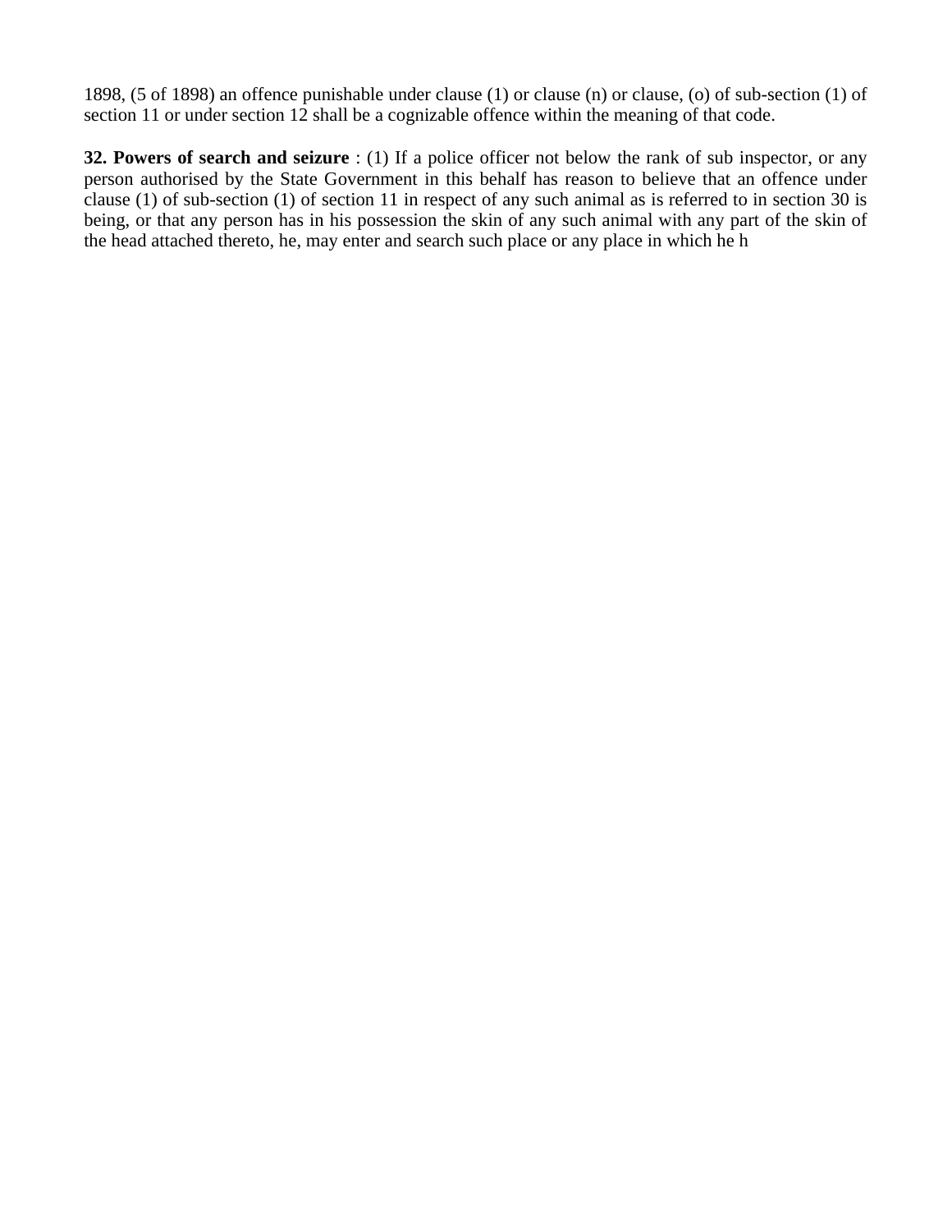1898, (5 of 1898) an offence punishable under clause (1) or clause (n) or clause, (o) of sub-section (1) of section 11 or under section 12 shall be a cognizable offence within the meaning of that code.

**32. Powers of search and seizure** : (1) If a police officer not below the rank of sub inspector, or any person authorised by the State Government in this behalf has reason to believe that an offence under clause (1) of sub-section (1) of section 11 in respect of any such animal as is referred to in section 30 is being, or that any person has in his possession the skin of any such animal with any part of the skin of the head attached thereto, he, may enter and search such place or any place in which he h